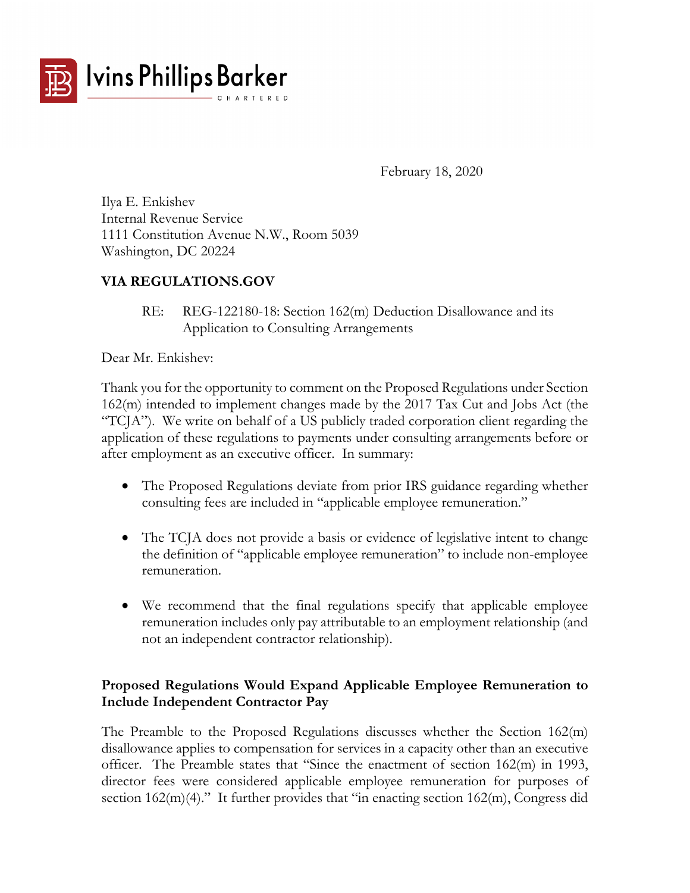Ivins Phillips Barker

CHARTERED

February 18, 2020

Ilya E. Enkishev
Internal Revenue Service
1111 Constitution Avenue N.W., Room 5039
Washington, DC 20224

**VIA REGULATIONS.GOV**

RE: REG-122180-18: Section 162(m) Deduction Disallowance and its Application to Consulting Arrangements

Dear Mr. Enkishev:

Thank you for the opportunity to comment on the Proposed Regulations under Section 162(m) intended to implement changes made by the 2017 Tax Cut and Jobs Act (the "TCJA"). We write on behalf of a US publicly traded corporation client regarding the application of these regulations to payments under consulting arrangements before or after employment as an executive officer. In summary:

- The Proposed Regulations deviate from prior IRS guidance regarding whether consulting fees are included in "applicable employee remuneration."
- The TCJA does not provide a basis or evidence of legislative intent to change the definition of "applicable employee remuneration" to include non-employee remuneration.
- We recommend that the final regulations specify that applicable employee remuneration includes only pay attributable to an employment relationship (and not an independent contractor relationship).

**Proposed Regulations Would Expand Applicable Employee Remuneration to Include Independent Contractor Pay**

The Preamble to the Proposed Regulations discusses whether the Section 162(m) disallowance applies to compensation for services in a capacity other than an executive officer. The Preamble states that "Since the enactment of section 162(m) in 1993, director fees were considered applicable employee remuneration for purposes of section 162(m)(4)." It further provides that "in enacting section 162(m), Congress did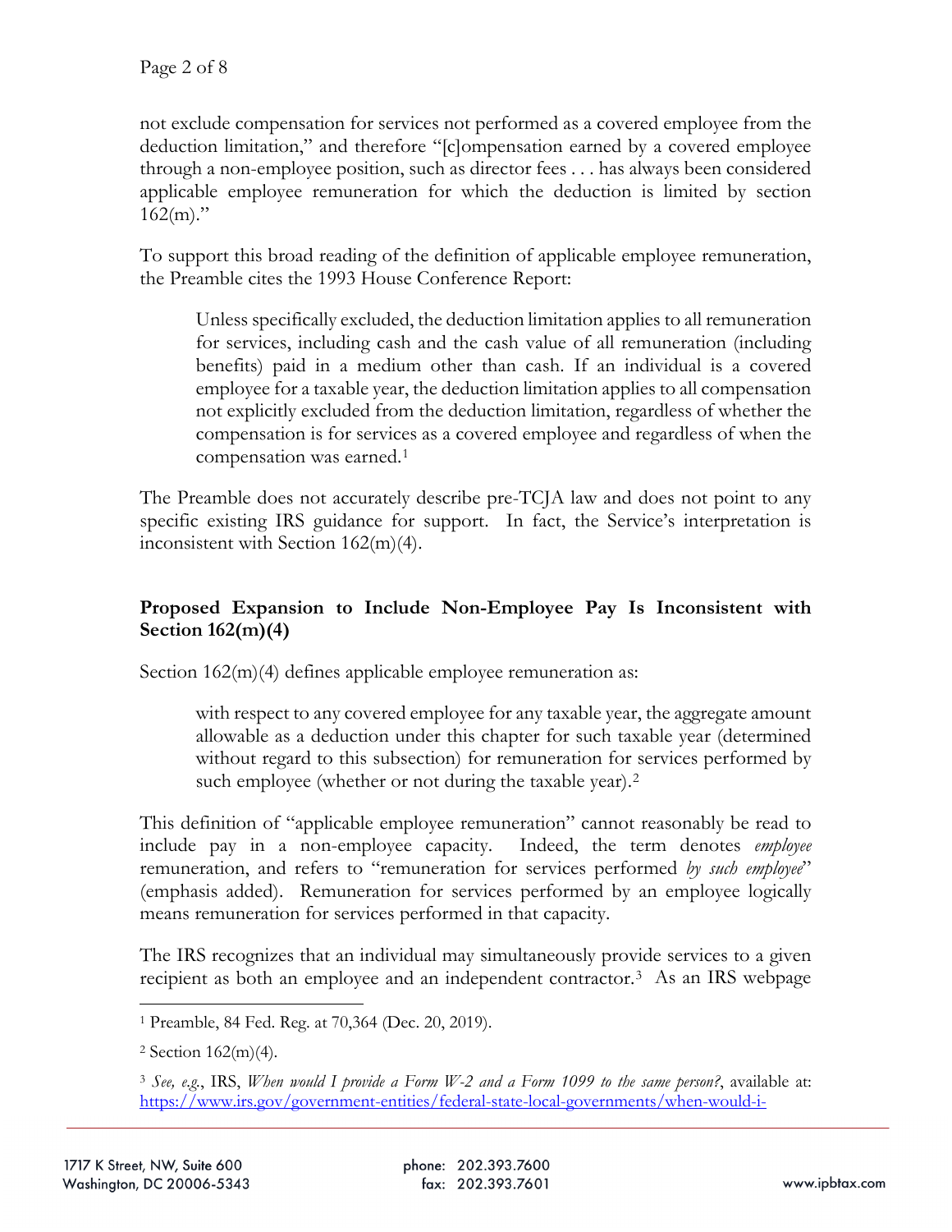not exclude compensation for services not performed as a covered employee from the deduction limitation," and therefore "[c]ompensation earned by a covered employee through a non-employee position, such as director fees . . . has always been considered applicable employee remuneration for which the deduction is limited by section 162(m)."

To support this broad reading of the definition of applicable employee remuneration, the Preamble cites the 1993 House Conference Report:

> Unless specifically excluded, the deduction limitation applies to all remuneration for services, including cash and the cash value of all remuneration (including benefits) paid in a medium other than cash. If an individual is a covered employee for a taxable year, the deduction limitation applies to all compensation not explicitly excluded from the deduction limitation, regardless of whether the compensation is for services as a covered employee and regardless of when the compensation was earned.[1]

The Preamble does not accurately describe pre-TCJA law and does not point to any specific existing IRS guidance for support. In fact, the Service's interpretation is inconsistent with Section 162(m)(4).

## Proposed Expansion to Include Non-Employee Pay Is Inconsistent with Section 162(m)(4)

Section 162(m)(4) defines applicable employee remuneration as:

> with respect to any covered employee for any taxable year, the aggregate amount allowable as a deduction under this chapter for such taxable year (determined without regard to this subsection) for remuneration for services performed by such employee (whether or not during the taxable year).[2]

This definition of "applicable employee remuneration" cannot reasonably be read to include pay in a non-employee capacity. Indeed, the term denotes *employee* remuneration, and refers to "remuneration for services performed *by such employee*" (emphasis added). Remuneration for services performed by an employee logically means remuneration for services performed in that capacity.

The IRS recognizes that an individual may simultaneously provide services to a given recipient as both an employee and an independent contractor.[3] As an IRS webpage

---

[1] Preamble, 84 Fed. Reg. at 70,364 (Dec. 20, 2019).

[2] Section 162(m)(4).

[3] *See, e.g.*, IRS, *When would I provide a Form W-2 and a Form 1099 to the same person?*, available at: https://www.irs.gov/government-entities/federal-state-local-governments/when-would-i-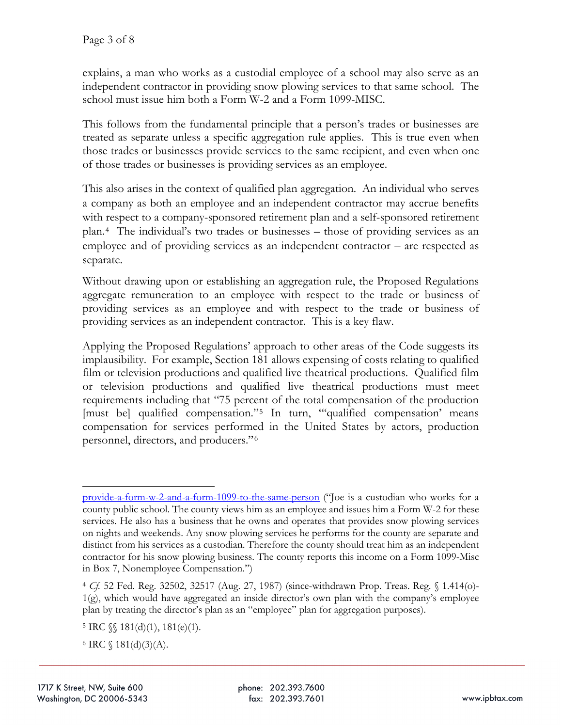explains, a man who works as a custodial employee of a school may also serve as an independent contractor in providing snow plowing services to that same school. The school must issue him both a Form W-2 and a Form 1099-MISC.

This follows from the fundamental principle that a person's trades or businesses are treated as separate unless a specific aggregation rule applies. This is true even when those trades or businesses provide services to the same recipient, and even when one of those trades or businesses is providing services as an employee.

This also arises in the context of qualified plan aggregation. An individual who serves a company as both an employee and an independent contractor may accrue benefits with respect to a company-sponsored retirement plan and a self-sponsored retirement plan.[4] The individual's two trades or businesses – those of providing services as an employee and of providing services as an independent contractor – are respected as separate.

Without drawing upon or establishing an aggregation rule, the Proposed Regulations aggregate remuneration to an employee with respect to the trade or business of providing services as an employee and with respect to the trade or business of providing services as an independent contractor. This is a key flaw.

Applying the Proposed Regulations' approach to other areas of the Code suggests its implausibility. For example, Section 181 allows expensing of costs relating to qualified film or television productions and qualified live theatrical productions. Qualified film or television productions and qualified live theatrical productions must meet requirements including that "75 percent of the total compensation of the production [must be] qualified compensation."[5] In turn, "'qualified compensation' means compensation for services performed in the United States by actors, production personnel, directors, and producers."[6]

---

provide-a-form-w-2-and-a-form-1099-to-the-same-person ("Joe is a custodian who works for a county public school. The county views him as an employee and issues him a Form W-2 for these services. He also has a business that he owns and operates that provides snow plowing services on nights and weekends. Any snow plowing services he performs for the county are separate and distinct from his services as a custodian. Therefore the county should treat him as an independent contractor for his snow plowing business. The county reports this income on a Form 1099-Misc in Box 7, Nonemployee Compensation.")

[4] *Cf.* 52 Fed. Reg. 32502, 32517 (Aug. 27, 1987) (since-withdrawn Prop. Treas. Reg. § 1.414(o)-1(g), which would have aggregated an inside director's own plan with the company's employee plan by treating the director's plan as an "employee" plan for aggregation purposes).

[5] IRC §§ 181(d)(1), 181(e)(1).

[6] IRC § 181(d)(3)(A).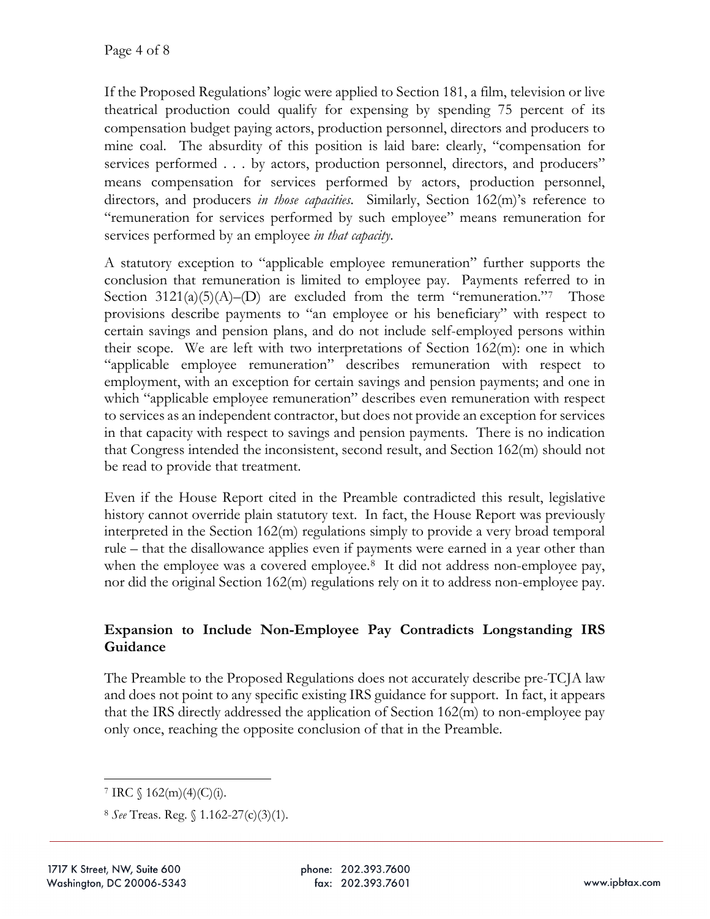If the Proposed Regulations' logic were applied to Section 181, a film, television or live theatrical production could qualify for expensing by spending 75 percent of its compensation budget paying actors, production personnel, directors and producers to mine coal. The absurdity of this position is laid bare: clearly, "compensation for services performed . . . by actors, production personnel, directors, and producers" means compensation for services performed by actors, production personnel, directors, and producers *in those capacities*. Similarly, Section 162(m)'s reference to "remuneration for services performed by such employee" means remuneration for services performed by an employee *in that capacity*.

A statutory exception to "applicable employee remuneration" further supports the conclusion that remuneration is limited to employee pay. Payments referred to in Section 3121(a)(5)(A)–(D) are excluded from the term "remuneration."[7] Those provisions describe payments to "an employee or his beneficiary" with respect to certain savings and pension plans, and do not include self-employed persons within their scope. We are left with two interpretations of Section 162(m): one in which "applicable employee remuneration" describes remuneration with respect to employment, with an exception for certain savings and pension payments; and one in which "applicable employee remuneration" describes even remuneration with respect to services as an independent contractor, but does not provide an exception for services in that capacity with respect to savings and pension payments. There is no indication that Congress intended the inconsistent, second result, and Section 162(m) should not be read to provide that treatment.

Even if the House Report cited in the Preamble contradicted this result, legislative history cannot override plain statutory text. In fact, the House Report was previously interpreted in the Section 162(m) regulations simply to provide a very broad temporal rule – that the disallowance applies even if payments were earned in a year other than when the employee was a covered employee.[8] It did not address non-employee pay, nor did the original Section 162(m) regulations rely on it to address non-employee pay.

**Expansion to Include Non-Employee Pay Contradicts Longstanding IRS Guidance**

The Preamble to the Proposed Regulations does not accurately describe pre-TCJA law and does not point to any specific existing IRS guidance for support. In fact, it appears that the IRS directly addressed the application of Section 162(m) to non-employee pay only once, reaching the opposite conclusion of that in the Preamble.

---

[7] IRC § 162(m)(4)(C)(i).

[8] *See* Treas. Reg. § 1.162-27(c)(3)(1).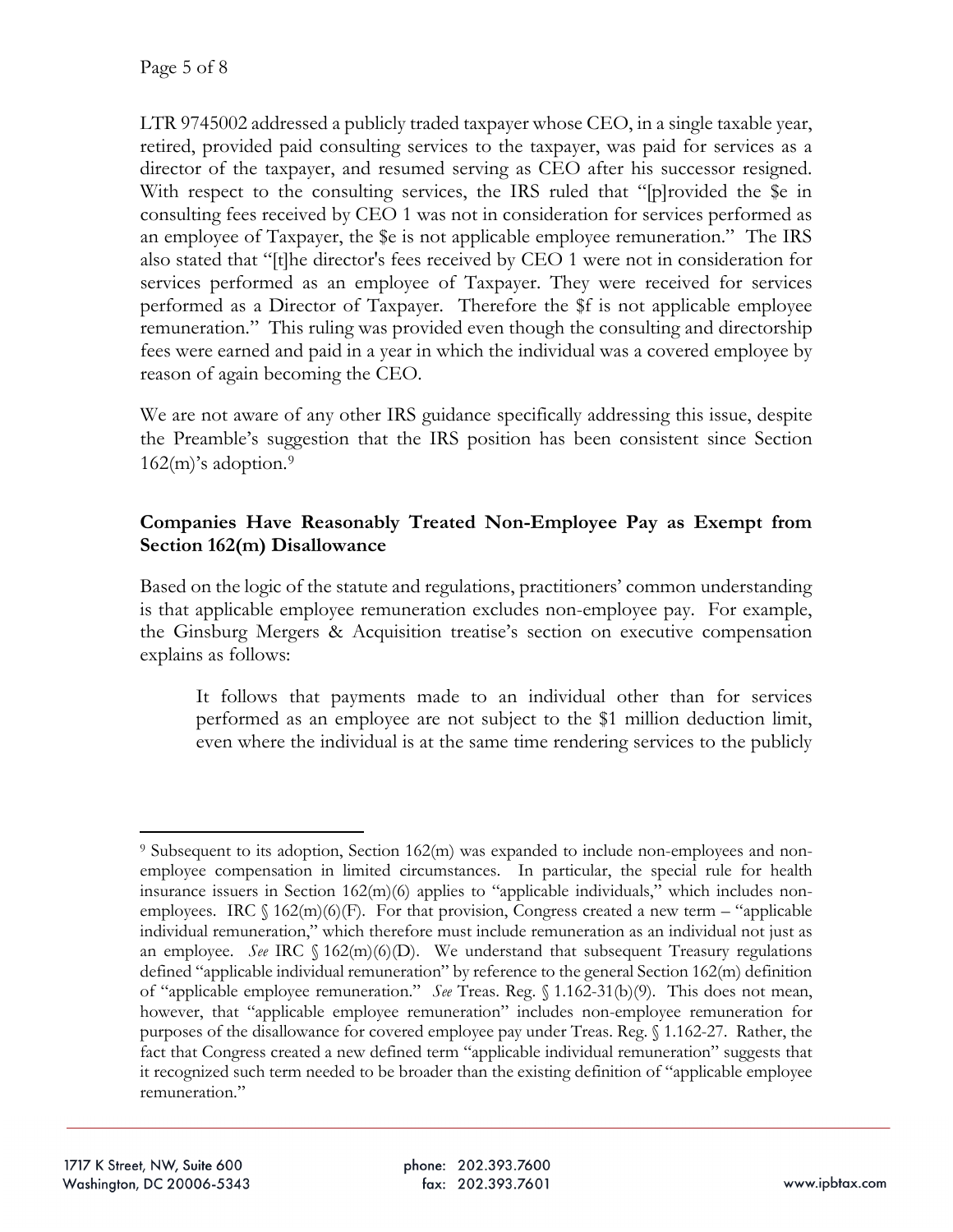LTR 9745002 addressed a publicly traded taxpayer whose CEO, in a single taxable year, retired, provided paid consulting services to the taxpayer, was paid for services as a director of the taxpayer, and resumed serving as CEO after his successor resigned. With respect to the consulting services, the IRS ruled that "[p]rovided the $e in consulting fees received by CEO 1 was not in consideration for services performed as an employee of Taxpayer, the $e is not applicable employee remuneration." The IRS also stated that "[t]he director's fees received by CEO 1 were not in consideration for services performed as an employee of Taxpayer. They were received for services performed as a Director of Taxpayer. Therefore the $f is not applicable employee remuneration." This ruling was provided even though the consulting and directorship fees were earned and paid in a year in which the individual was a covered employee by reason of again becoming the CEO.

We are not aware of any other IRS guidance specifically addressing this issue, despite the Preamble's suggestion that the IRS position has been consistent since Section 162(m)'s adoption.[9]

**Companies Have Reasonably Treated Non-Employee Pay as Exempt from Section 162(m) Disallowance**

Based on the logic of the statute and regulations, practitioners' common understanding is that applicable employee remuneration excludes non-employee pay. For example, the Ginsburg Mergers & Acquisition treatise's section on executive compensation explains as follows:

> It follows that payments made to an individual other than for services performed as an employee are not subject to the $1 million deduction limit, even where the individual is at the same time rendering services to the publicly

---

[9] Subsequent to its adoption, Section 162(m) was expanded to include non-employees and non-employee compensation in limited circumstances. In particular, the special rule for health insurance issuers in Section 162(m)(6) applies to "applicable individuals," which includes non-employees. IRC § 162(m)(6)(F). For that provision, Congress created a new term – "applicable individual remuneration," which therefore must include remuneration as an individual not just as an employee. *See* IRC § 162(m)(6)(D). We understand that subsequent Treasury regulations defined "applicable individual remuneration" by reference to the general Section 162(m) definition of "applicable employee remuneration." *See* Treas. Reg. § 1.162-31(b)(9). This does not mean, however, that "applicable employee remuneration" includes non-employee remuneration for purposes of the disallowance for covered employee pay under Treas. Reg. § 1.162-27. Rather, the fact that Congress created a new defined term "applicable individual remuneration" suggests that it recognized such term needed to be broader than the existing definition of "applicable employee remuneration."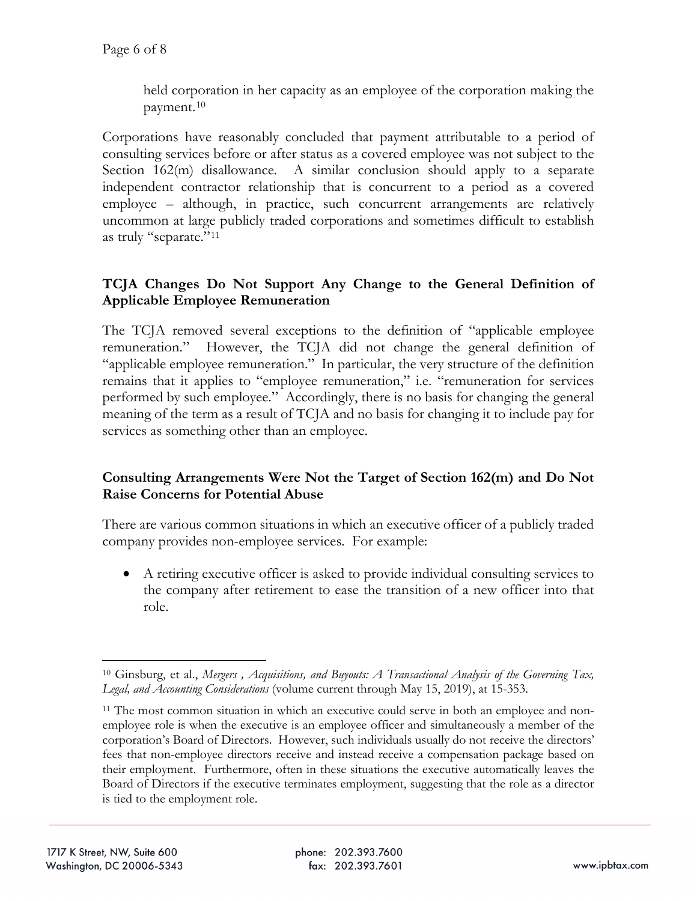held corporation in her capacity as an employee of the corporation making the payment.[10]

Corporations have reasonably concluded that payment attributable to a period of consulting services before or after status as a covered employee was not subject to the Section 162(m) disallowance. A similar conclusion should apply to a separate independent contractor relationship that is concurrent to a period as a covered employee – although, in practice, such concurrent arrangements are relatively uncommon at large publicly traded corporations and sometimes difficult to establish as truly "separate."[11]

**TCJA Changes Do Not Support Any Change to the General Definition of Applicable Employee Remuneration**

The TCJA removed several exceptions to the definition of "applicable employee remuneration." However, the TCJA did not change the general definition of "applicable employee remuneration." In particular, the very structure of the definition remains that it applies to "employee remuneration," i.e. "remuneration for services performed by such employee." Accordingly, there is no basis for changing the general meaning of the term as a result of TCJA and no basis for changing it to include pay for services as something other than an employee.

**Consulting Arrangements Were Not the Target of Section 162(m) and Do Not Raise Concerns for Potential Abuse**

There are various common situations in which an executive officer of a publicly traded company provides non-employee services. For example:

- A retiring executive officer is asked to provide individual consulting services to the company after retirement to ease the transition of a new officer into that role.

---

[10] Ginsburg, et al., *Mergers , Acquisitions, and Buyouts: A Transactional Analysis of the Governing Tax, Legal, and Accounting Considerations* (volume current through May 15, 2019), at 15-353.

[11] The most common situation in which an executive could serve in both an employee and non-employee role is when the executive is an employee officer and simultaneously a member of the corporation's Board of Directors. However, such individuals usually do not receive the directors' fees that non-employee directors receive and instead receive a compensation package based on their employment. Furthermore, often in these situations the executive automatically leaves the Board of Directors if the executive terminates employment, suggesting that the role as a director is tied to the employment role.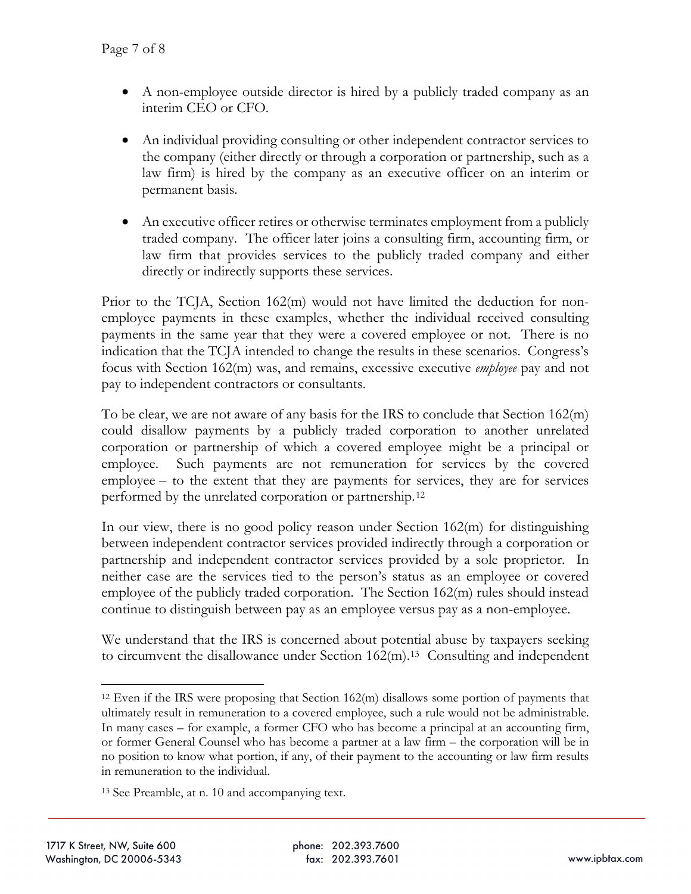- A non-employee outside director is hired by a publicly traded company as an interim CEO or CFO.

- An individual providing consulting or other independent contractor services to the company (either directly or through a corporation or partnership, such as a law firm) is hired by the company as an executive officer on an interim or permanent basis.

- An executive officer retires or otherwise terminates employment from a publicly traded company. The officer later joins a consulting firm, accounting firm, or law firm that provides services to the publicly traded company and either directly or indirectly supports these services.

Prior to the TCJA, Section 162(m) would not have limited the deduction for non-employee payments in these examples, whether the individual received consulting payments in the same year that they were a covered employee or not. There is no indication that the TCJA intended to change the results in these scenarios. Congress's focus with Section 162(m) was, and remains, excessive executive *employee* pay and not pay to independent contractors or consultants.

To be clear, we are not aware of any basis for the IRS to conclude that Section 162(m) could disallow payments by a publicly traded corporation to another unrelated corporation or partnership of which a covered employee might be a principal or employee. Such payments are not remuneration for services by the covered employee – to the extent that they are payments for services, they are for services performed by the unrelated corporation or partnership.[12]

In our view, there is no good policy reason under Section 162(m) for distinguishing between independent contractor services provided indirectly through a corporation or partnership and independent contractor services provided by a sole proprietor. In neither case are the services tied to the person's status as an employee or covered employee of the publicly traded corporation. The Section 162(m) rules should instead continue to distinguish between pay as an employee versus pay as a non-employee.

We understand that the IRS is concerned about potential abuse by taxpayers seeking to circumvent the disallowance under Section 162(m).[13] Consulting and independent

---

[12] Even if the IRS were proposing that Section 162(m) disallows some portion of payments that ultimately result in remuneration to a covered employee, such a rule would not be administrable. In many cases – for example, a former CFO who has become a principal at an accounting firm, or former General Counsel who has become a partner at a law firm – the corporation will be in no position to know what portion, if any, of their payment to the accounting or law firm results in remuneration to the individual.

[13] See Preamble, at n. 10 and accompanying text.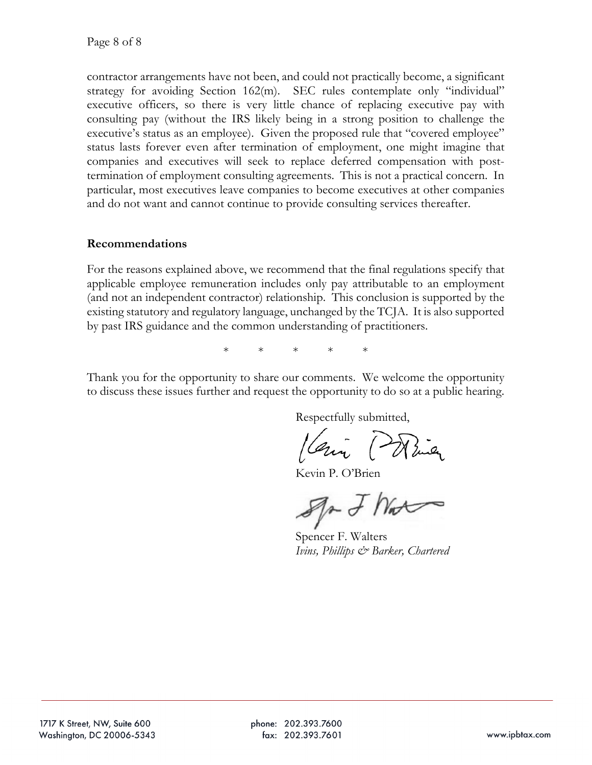contractor arrangements have not been, and could not practically become, a significant strategy for avoiding Section 162(m). SEC rules contemplate only "individual" executive officers, so there is very little chance of replacing executive pay with consulting pay (without the IRS likely being in a strong position to challenge the executive's status as an employee). Given the proposed rule that "covered employee" status lasts forever even after termination of employment, one might imagine that companies and executives will seek to replace deferred compensation with post-termination of employment consulting agreements. This is not a practical concern. In particular, most executives leave companies to become executives at other companies and do not want and cannot continue to provide consulting services thereafter.

**Recommendations**

For the reasons explained above, we recommend that the final regulations specify that applicable employee remuneration includes only pay attributable to an employment (and not an independent contractor) relationship. This conclusion is supported by the existing statutory and regulatory language, unchanged by the TCJA. It is also supported by past IRS guidance and the common understanding of practitioners.

\* \* \* \* \*

Thank you for the opportunity to share our comments. We welcome the opportunity to discuss these issues further and request the opportunity to do so at a public hearing.

Respectfully submitted,

Kevin P. O'Brien

Spencer F. Walters
*Ivins, Phillips & Barker, Chartered*

1717 K Street, NW, Suite 600
Washington, DC 20006-5343

phone: 202.393.7600
fax: 202.393.7601

www.ipbtax.com